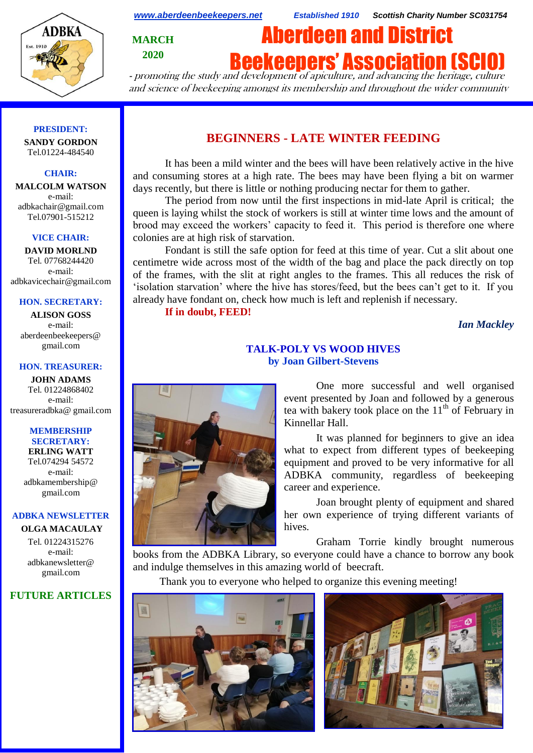www.aberdeenbeekeepers.net Established 1910 Scottish Charity Number SC031754

ADBKA Est. 1910

MARCH 2020

# Aberdeen and District Beekeepers' Association (SCIO)

*- promoting the study and development of apiculture, and advancing the heritage, culture and science of beekeeping amongst its membership and throughout the wider community*

**PRESIDENT:**
**SANDY GORDON**
Tel.01224-484540

**CHAIR:**
**MALCOLM WATSON**
e-mail: adbkachair@gmail.com
Tel.07901-515212

**VICE CHAIR:**
**DAVID MORLND**
Tel. 07768244420
e-mail: adbkavicechair@gmail.com

**HON. SECRETARY:**
**ALISON GOSS**
e-mail: aberdeenbeekeepers@gmail.com

**HON. TREASURER:**
**JOHN ADAMS**
Tel. 01224868402
e-mail: treasureradbka@ gmail.com

**MEMBERSHIP SECRETARY:**
**ERLING WATT**
Tel.074294 54572
e-mail: adbkamembership@gmail.com

**ADBKA NEWSLETTER**
**OLGA MACAULAY**
Tel. 01224315276
e-mail: adbkanewsletter@gmail.com

**FUTURE ARTICLES**

## BEGINNERS - LATE WINTER FEEDING

It has been a mild winter and the bees will have been relatively active in the hive and consuming stores at a high rate. The bees may have been flying a bit on warmer days recently, but there is little or nothing producing nectar for them to gather.

The period from now until the first inspections in mid-late April is critical; the queen is laying whilst the stock of workers is still at winter time lows and the amount of brood may exceed the workers' capacity to feed it. This period is therefore one where colonies are at high risk of starvation.

Fondant is still the safe option for feed at this time of year. Cut a slit about one centimetre wide across most of the width of the bag and place the pack directly on top of the frames, with the slit at right angles to the frames. This all reduces the risk of 'isolation starvation' where the hive has stores/feed, but the bees can't get to it. If you already have fondant on, check how much is left and replenish if necessary.

**If in doubt, FEED!**

***Ian Mackley***

## TALK-POLY VS WOOD HIVES
### by Joan Gilbert-Stevens

One more successful and well organised event presented by Joan and followed by a generous tea with bakery took place on the 11th of February in Kinnellar Hall.

It was planned for beginners to give an idea what to expect from different types of beekeeping equipment and proved to be very informative for all ADBKA community, regardless of beekeeping career and experience.

Joan brought plenty of equipment and shared her own experience of trying different variants of hives.

Graham Torrie kindly brought numerous books from the ADBKA Library, so everyone could have a chance to borrow any book and indulge themselves in this amazing world of beecraft.

Thank you to everyone who helped to organize this evening meeting!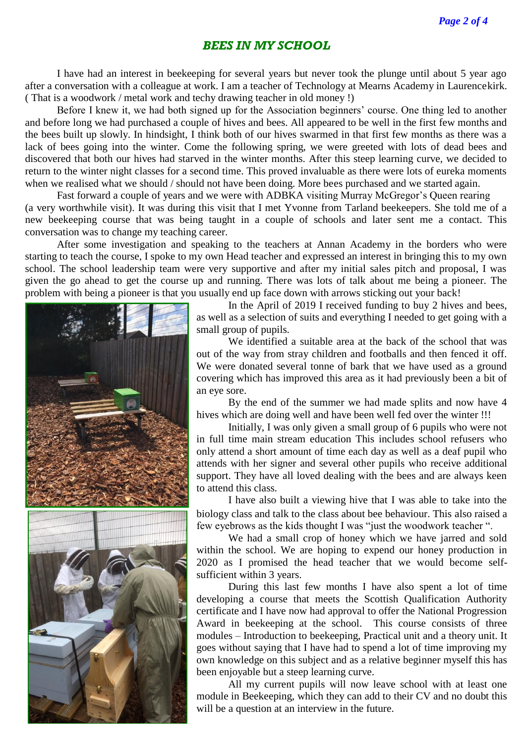## *BEES IN MY SCHOOL*

I have had an interest in beekeeping for several years but never took the plunge until about 5 year ago after a conversation with a colleague at work. I am a teacher of Technology at Mearns Academy in Laurencekirk. ( That is a woodwork / metal work and techy drawing teacher in old money !)

Before I knew it, we had both signed up for the Association beginners' course. One thing led to another and before long we had purchased a couple of hives and bees. All appeared to be well in the first few months and the bees built up slowly. In hindsight, I think both of our hives swarmed in that first few months as there was a lack of bees going into the winter. Come the following spring, we were greeted with lots of dead bees and discovered that both our hives had starved in the winter months. After this steep learning curve, we decided to return to the winter night classes for a second time. This proved invaluable as there were lots of eureka moments when we realised what we should / should not have been doing. More bees purchased and we started again.

Fast forward a couple of years and we were with ADBKA visiting Murray McGregor's Queen rearing (a very worthwhile visit). It was during this visit that I met Yvonne from Tarland beekeepers. She told me of a new beekeeping course that was being taught in a couple of schools and later sent me a contact. This conversation was to change my teaching career.

After some investigation and speaking to the teachers at Annan Academy in the borders who were starting to teach the course, I spoke to my own Head teacher and expressed an interest in bringing this to my own school. The school leadership team were very supportive and after my initial sales pitch and proposal, I was given the go ahead to get the course up and running. There was lots of talk about me being a pioneer. The problem with being a pioneer is that you usually end up face down with arrows sticking out your back!

In the April of 2019 I received funding to buy 2 hives and bees, as well as a selection of suits and everything I needed to get going with a small group of pupils.

We identified a suitable area at the back of the school that was out of the way from stray children and footballs and then fenced it off. We were donated several tonne of bark that we have used as a ground covering which has improved this area as it had previously been a bit of an eye sore.

By the end of the summer we had made splits and now have 4 hives which are doing well and have been well fed over the winter !!!

Initially, I was only given a small group of 6 pupils who were not in full time main stream education This includes school refusers who only attend a short amount of time each day as well as a deaf pupil who attends with her signer and several other pupils who receive additional support. They have all loved dealing with the bees and are always keen to attend this class.

I have also built a viewing hive that I was able to take into the biology class and talk to the class about bee behaviour. This also raised a few eyebrows as the kids thought I was "just the woodwork teacher ".

We had a small crop of honey which we have jarred and sold within the school. We are hoping to expend our honey production in 2020 as I promised the head teacher that we would become self-sufficient within 3 years.

During this last few months I have also spent a lot of time developing a course that meets the Scottish Qualification Authority certificate and I have now had approval to offer the National Progression Award in beekeeping at the school. This course consists of three modules – Introduction to beekeeping, Practical unit and a theory unit. It goes without saying that I have had to spend a lot of time improving my own knowledge on this subject and as a relative beginner myself this has been enjoyable but a steep learning curve.

All my current pupils will now leave school with at least one module in Beekeeping, which they can add to their CV and no doubt this will be a question at an interview in the future.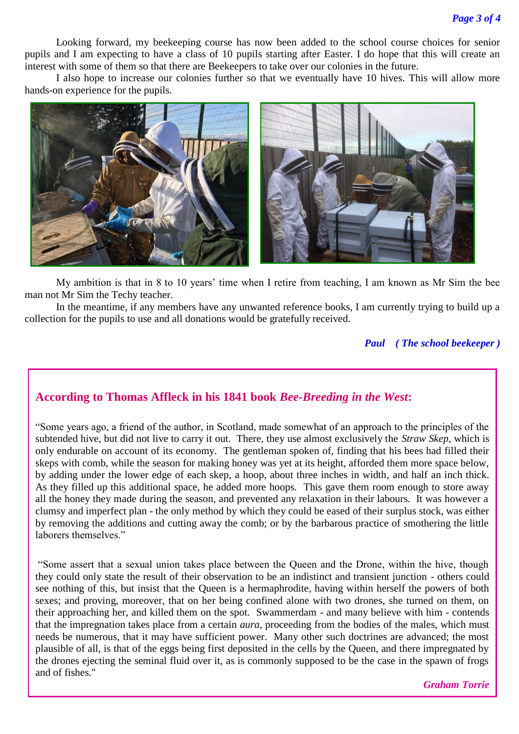Looking forward, my beekeeping course has now been added to the school course choices for senior pupils and I am expecting to have a class of 10 pupils starting after Easter. I do hope that this will create an interest with some of them so that there are Beekeepers to take over our colonies in the future.

I also hope to increase our colonies further so that we eventually have 10 hives. This will allow more hands-on experience for the pupils.

My ambition is that in 8 to 10 years' time when I retire from teaching, I am known as Mr Sim the bee man not Mr Sim the Techy teacher.

In the meantime, if any members have any unwanted reference books, I am currently trying to build up a collection for the pupils to use and all donations would be gratefully received.

*Paul ( The school beekeeper )*

## According to Thomas Affleck in his 1841 book *Bee-Breeding in the West*:

"Some years ago, a friend of the author, in Scotland, made somewhat of an approach to the principles of the subtended hive, but did not live to carry it out. There, they use almost exclusively the *Straw Skep*, which is only endurable on account of its economy. The gentleman spoken of, finding that his bees had filled their skeps with comb, while the season for making honey was yet at its height, afforded them more space below, by adding under the lower edge of each skep, a hoop, about three inches in width, and half an inch thick. As they filled up this additional space, he added more hoops. This gave them room enough to store away all the honey they made during the season, and prevented any relaxation in their labours. It was however a clumsy and imperfect plan - the only method by which they could be eased of their surplus stock, was either by removing the additions and cutting away the comb; or by the barbarous practice of smothering the little laborers themselves."

"Some assert that a sexual union takes place between the Queen and the Drone, within the hive, though they could only state the result of their observation to be an indistinct and transient junction - others could see nothing of this, but insist that the Queen is a hermaphrodite, having within herself the powers of both sexes; and proving, moreover, that on her being confined alone with two drones, she turned on them, on their approaching her, and killed them on the spot. Swammerdam - and many believe with him - contends that the impregnation takes place from a certain *aura*, proceeding from the bodies of the males, which must needs be numerous, that it may have sufficient power. Many other such doctrines are advanced; the most plausible of all, is that of the eggs being first deposited in the cells by the Queen, and there impregnated by the drones ejecting the seminal fluid over it, as is commonly supposed to be the case in the spawn of frogs and of fishes."

*Graham Torrie*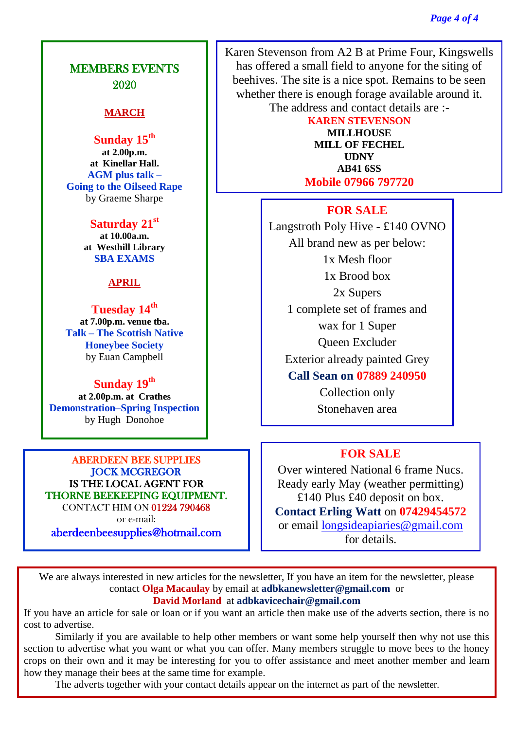## MEMBERS EVENTS 2020

### MARCH

**Sunday 15th**
**at 2.00p.m.**
**at Kinellar Hall.**
**AGM plus talk – Going to the Oilseed Rape**
by Graeme Sharpe

**Saturday 21st**
**at 10.00a.m.**
**at Westhill Library**
**SBA EXAMS**

### APRIL

**Tuesday 14th**
**at 7.00p.m. venue tba.**
**Talk – The Scottish Native Honeybee Society**
by Euan Campbell

**Sunday 19th**
**at 2.00p.m. at Crathes**
**Demonstration–Spring Inspection**
by Hugh Donohoe

---

Karen Stevenson from A2 B at Prime Four, Kingswells has offered a small field to anyone for the siting of beehives. The site is a nice spot. Remains to be seen whether there is enough forage available around it. The address and contact details are :-

**KAREN STEVENSON**
**MILLHOUSE**
**MILL OF FECHEL**
**UDNY**
**AB41 6SS**
**Mobile 07966 797720**

---

**FOR SALE**

Langstroth Poly Hive - £140 OVNO
All brand new as per below:
1x Mesh floor
1x Brood box
2x Supers
1 complete set of frames and wax for 1 Super
Queen Excluder
Exterior already painted Grey
**Call Sean on 07889 240950**
Collection only
Stonehaven area

---

ABERDEEN BEE SUPPLIES
JOCK MCGREGOR
IS THE LOCAL AGENT FOR
THORNE BEEKEEPING EQUIPMENT.
CONTACT HIM ON 01224 790468
or e-mail:
aberdeenbeesupplies@hotmail.com

---

**FOR SALE**

Over wintered National 6 frame Nucs.
Ready early May (weather permitting)
£140 Plus £40 deposit on box.
**Contact Erling Watt** on **07429454572**
or email longsideapiaries@gmail.com
for details.

---

We are always interested in new articles for the newsletter, If you have an item for the newsletter, please contact **Olga Macaulay** by email at **adbkanewsletter@gmail.com** or **David Morland** at **adbkavicechair@gmail.com**

If you have an article for sale or loan or if you want an article then make use of the adverts section, there is no cost to advertise.

Similarly if you are available to help other members or want some help yourself then why not use this section to advertise what you want or what you can offer. Many members struggle to move bees to the honey crops on their own and it may be interesting for you to offer assistance and meet another member and learn how they manage their bees at the same time for example.

The adverts together with your contact details appear on the internet as part of the newsletter.